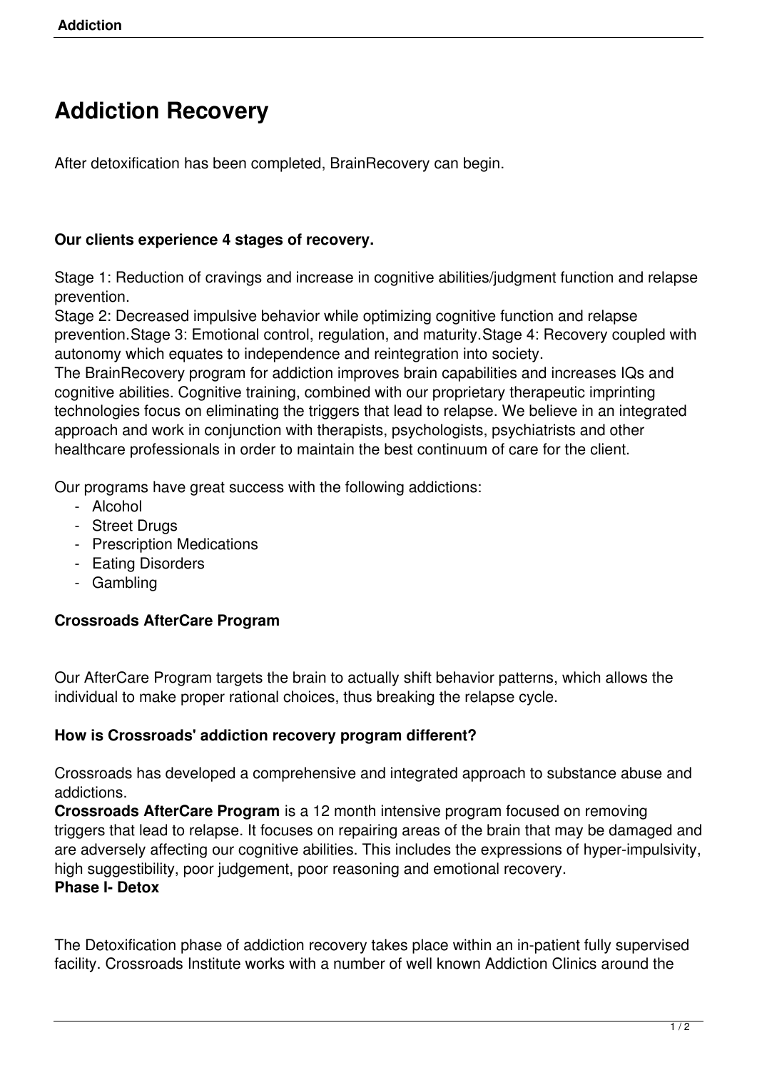# Addiction Recovery

After detoxification has been completed, BrainRecovery can begin.

**Our clients experience 4 stages of recovery.**

Stage 1: Reduction of cravings and increase in cognitive abilities/judgment function and relapse prevention.
Stage 2: Decreased impulsive behavior while optimizing cognitive function and relapse prevention.Stage 3: Emotional control, regulation, and maturity.Stage 4: Recovery coupled with autonomy which equates to independence and reintegration into society.
The BrainRecovery program for addiction improves brain capabilities and increases IQs and cognitive abilities. Cognitive training, combined with our proprietary therapeutic imprinting technologies focus on eliminating the triggers that lead to relapse. We believe in an integrated approach and work in conjunction with therapists, psychologists, psychiatrists and other healthcare professionals in order to maintain the best continuum of care for the client.

Our programs have great success with the following addictions:

- Alcohol
- Street Drugs
- Prescription Medications
- Eating Disorders
- Gambling

**Crossroads AfterCare Program**

Our AfterCare Program targets the brain to actually shift behavior patterns, which allows the individual to make proper rational choices, thus breaking the relapse cycle.

**How is Crossroads' addiction recovery program different?**

Crossroads has developed a comprehensive and integrated approach to substance abuse and addictions.
**Crossroads AfterCare Program** is a 12 month intensive program focused on removing triggers that lead to relapse. It focuses on repairing areas of the brain that may be damaged and are adversely affecting our cognitive abilities. This includes the expressions of hyper-impulsivity, high suggestibility, poor judgement, poor reasoning and emotional recovery.
**Phase I- Detox**

The Detoxification phase of addiction recovery takes place within an in-patient fully supervised facility. Crossroads Institute works with a number of well known Addiction Clinics around the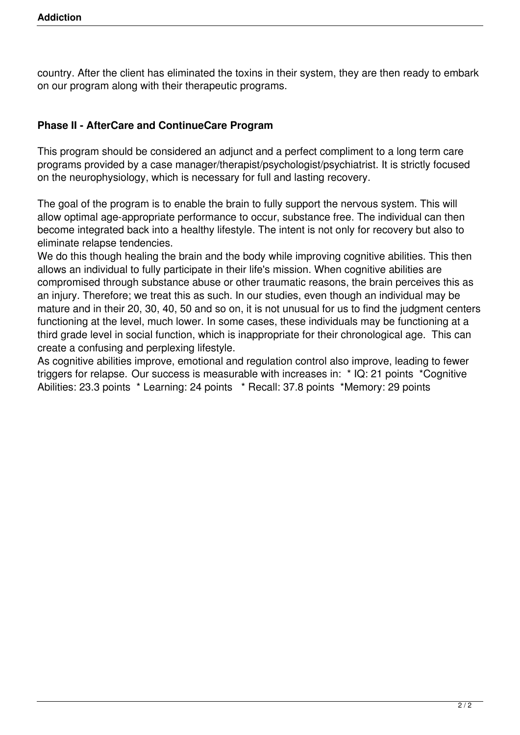country. After the client has eliminated the toxins in their system, they are then ready to embark on our program along with their therapeutic programs.

### Phase II - AfterCare and ContinueCare Program

This program should be considered an adjunct and a perfect compliment to a long term care programs provided by a case manager/therapist/psychologist/psychiatrist. It is strictly focused on the neurophysiology, which is necessary for full and lasting recovery.

The goal of the program is to enable the brain to fully support the nervous system. This will allow optimal age-appropriate performance to occur, substance free. The individual can then become integrated back into a healthy lifestyle. The intent is not only for recovery but also to eliminate relapse tendencies.

We do this though healing the brain and the body while improving cognitive abilities. This then allows an individual to fully participate in their life's mission. When cognitive abilities are compromised through substance abuse or other traumatic reasons, the brain perceives this as an injury. Therefore; we treat this as such. In our studies, even though an individual may be mature and in their 20, 30, 40, 50 and so on, it is not unusual for us to find the judgment centers functioning at the level, much lower. In some cases, these individuals may be functioning at a third grade level in social function, which is inappropriate for their chronological age. This can create a confusing and perplexing lifestyle.

As cognitive abilities improve, emotional and regulation control also improve, leading to fewer triggers for relapse. Our success is measurable with increases in: * IQ: 21 points *Cognitive Abilities: 23.3 points * Learning: 24 points * Recall: 37.8 points *Memory: 29 points